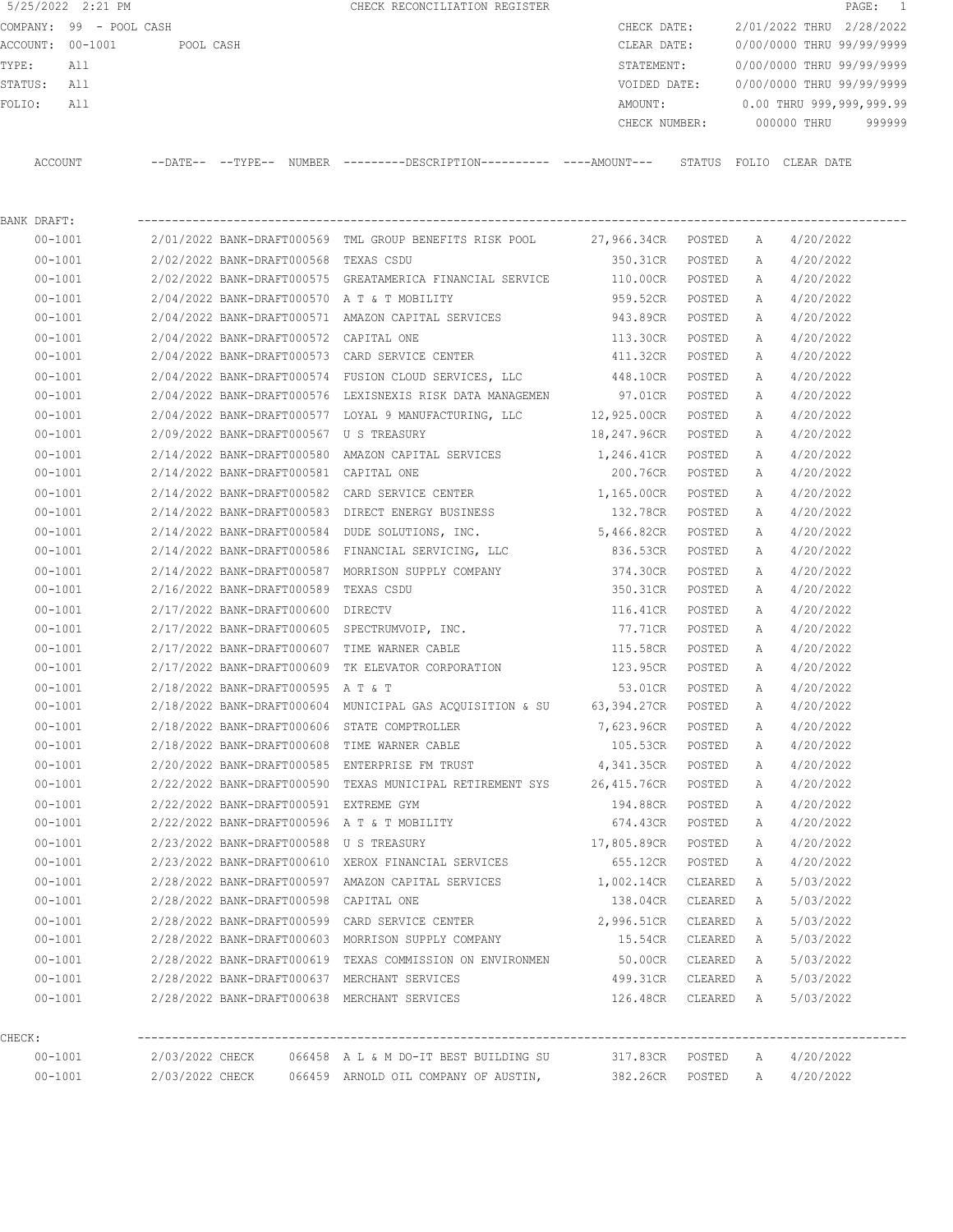5/25/2022 2:21 PM CHECK RECONCILIATION REGISTER

COMPANY: 99 - POOL CASH
ACCOUNT: 00-1001 POOL CASH
TYPE: All
STATUS: All
FOLIO: All

CHECK DATE: 2/01/2022 THRU 2/28/2022
CLEAR DATE: 0/00/0000 THRU 99/99/9999
STATEMENT: 0/00/0000 THRU 99/99/9999
VOIDED DATE: 0/00/0000 THRU 99/99/9999
AMOUNT: 0.00 THRU 999,999,999.99
CHECK NUMBER: 000000 THRU 999999

| ACCOUNT | --DATE-- | --TYPE-- | NUMBER | ---------DESCRIPTION---------- | ----AMOUNT--- | STATUS | FOLIO | CLEAR DATE |
|---|---|---|---|---|---|---|---|---|
| BANK DRAFT: | | | | | | | | |
| 00-1001 | 2/01/2022 | BANK-DRAFT | 000569 | TML GROUP BENEFITS RISK POOL | 27,966.34CR | POSTED | A | 4/20/2022 |
| 00-1001 | 2/02/2022 | BANK-DRAFT | 000568 | TEXAS CSDU | 350.31CR | POSTED | A | 4/20/2022 |
| 00-1001 | 2/02/2022 | BANK-DRAFT | 000575 | GREATAMERICA FINANCIAL SERVICE | 110.00CR | POSTED | A | 4/20/2022 |
| 00-1001 | 2/04/2022 | BANK-DRAFT | 000570 | A T & T MOBILITY | 959.52CR | POSTED | A | 4/20/2022 |
| 00-1001 | 2/04/2022 | BANK-DRAFT | 000571 | AMAZON CAPITAL SERVICES | 943.89CR | POSTED | A | 4/20/2022 |
| 00-1001 | 2/04/2022 | BANK-DRAFT | 000572 | CAPITAL ONE | 113.30CR | POSTED | A | 4/20/2022 |
| 00-1001 | 2/04/2022 | BANK-DRAFT | 000573 | CARD SERVICE CENTER | 411.32CR | POSTED | A | 4/20/2022 |
| 00-1001 | 2/04/2022 | BANK-DRAFT | 000574 | FUSION CLOUD SERVICES, LLC | 448.10CR | POSTED | A | 4/20/2022 |
| 00-1001 | 2/04/2022 | BANK-DRAFT | 000576 | LEXISNEXIS RISK DATA MANAGEMEN | 97.01CR | POSTED | A | 4/20/2022 |
| 00-1001 | 2/04/2022 | BANK-DRAFT | 000577 | LOYAL 9 MANUFACTURING, LLC | 12,925.00CR | POSTED | A | 4/20/2022 |
| 00-1001 | 2/09/2022 | BANK-DRAFT | 000567 | U S TREASURY | 18,247.96CR | POSTED | A | 4/20/2022 |
| 00-1001 | 2/14/2022 | BANK-DRAFT | 000580 | AMAZON CAPITAL SERVICES | 1,246.41CR | POSTED | A | 4/20/2022 |
| 00-1001 | 2/14/2022 | BANK-DRAFT | 000581 | CAPITAL ONE | 200.76CR | POSTED | A | 4/20/2022 |
| 00-1001 | 2/14/2022 | BANK-DRAFT | 000582 | CARD SERVICE CENTER | 1,165.00CR | POSTED | A | 4/20/2022 |
| 00-1001 | 2/14/2022 | BANK-DRAFT | 000583 | DIRECT ENERGY BUSINESS | 132.78CR | POSTED | A | 4/20/2022 |
| 00-1001 | 2/14/2022 | BANK-DRAFT | 000584 | DUDE SOLUTIONS, INC. | 5,466.82CR | POSTED | A | 4/20/2022 |
| 00-1001 | 2/14/2022 | BANK-DRAFT | 000586 | FINANCIAL SERVICING, LLC | 836.53CR | POSTED | A | 4/20/2022 |
| 00-1001 | 2/14/2022 | BANK-DRAFT | 000587 | MORRISON SUPPLY COMPANY | 374.30CR | POSTED | A | 4/20/2022 |
| 00-1001 | 2/16/2022 | BANK-DRAFT | 000589 | TEXAS CSDU | 350.31CR | POSTED | A | 4/20/2022 |
| 00-1001 | 2/17/2022 | BANK-DRAFT | 000600 | DIRECTV | 116.41CR | POSTED | A | 4/20/2022 |
| 00-1001 | 2/17/2022 | BANK-DRAFT | 000605 | SPECTRUMVOIP, INC. | 77.71CR | POSTED | A | 4/20/2022 |
| 00-1001 | 2/17/2022 | BANK-DRAFT | 000607 | TIME WARNER CABLE | 115.58CR | POSTED | A | 4/20/2022 |
| 00-1001 | 2/17/2022 | BANK-DRAFT | 000609 | TK ELEVATOR CORPORATION | 123.95CR | POSTED | A | 4/20/2022 |
| 00-1001 | 2/18/2022 | BANK-DRAFT | 000595 | A T & T | 53.01CR | POSTED | A | 4/20/2022 |
| 00-1001 | 2/18/2022 | BANK-DRAFT | 000604 | MUNICIPAL GAS ACQUISITION & SU | 63,394.27CR | POSTED | A | 4/20/2022 |
| 00-1001 | 2/18/2022 | BANK-DRAFT | 000606 | STATE COMPTROLLER | 7,623.96CR | POSTED | A | 4/20/2022 |
| 00-1001 | 2/18/2022 | BANK-DRAFT | 000608 | TIME WARNER CABLE | 105.53CR | POSTED | A | 4/20/2022 |
| 00-1001 | 2/20/2022 | BANK-DRAFT | 000585 | ENTERPRISE FM TRUST | 4,341.35CR | POSTED | A | 4/20/2022 |
| 00-1001 | 2/22/2022 | BANK-DRAFT | 000590 | TEXAS MUNICIPAL RETIREMENT SYS | 26,415.76CR | POSTED | A | 4/20/2022 |
| 00-1001 | 2/22/2022 | BANK-DRAFT | 000591 | EXTREME GYM | 194.88CR | POSTED | A | 4/20/2022 |
| 00-1001 | 2/22/2022 | BANK-DRAFT | 000596 | A T & T MOBILITY | 674.43CR | POSTED | A | 4/20/2022 |
| 00-1001 | 2/23/2022 | BANK-DRAFT | 000588 | U S TREASURY | 17,805.89CR | POSTED | A | 4/20/2022 |
| 00-1001 | 2/23/2022 | BANK-DRAFT | 000610 | XEROX FINANCIAL SERVICES | 655.12CR | POSTED | A | 4/20/2022 |
| 00-1001 | 2/28/2022 | BANK-DRAFT | 000597 | AMAZON CAPITAL SERVICES | 1,002.14CR | CLEARED | A | 5/03/2022 |
| 00-1001 | 2/28/2022 | BANK-DRAFT | 000598 | CAPITAL ONE | 138.04CR | CLEARED | A | 5/03/2022 |
| 00-1001 | 2/28/2022 | BANK-DRAFT | 000599 | CARD SERVICE CENTER | 2,996.51CR | CLEARED | A | 5/03/2022 |
| 00-1001 | 2/28/2022 | BANK-DRAFT | 000603 | MORRISON SUPPLY COMPANY | 15.54CR | CLEARED | A | 5/03/2022 |
| 00-1001 | 2/28/2022 | BANK-DRAFT | 000619 | TEXAS COMMISSION ON ENVIRONMEN | 50.00CR | CLEARED | A | 5/03/2022 |
| 00-1001 | 2/28/2022 | BANK-DRAFT | 000637 | MERCHANT SERVICES | 499.31CR | CLEARED | A | 5/03/2022 |
| 00-1001 | 2/28/2022 | BANK-DRAFT | 000638 | MERCHANT SERVICES | 126.48CR | CLEARED | A | 5/03/2022 |
| CHECK: | | | | | | | | |
| 00-1001 | 2/03/2022 | CHECK | 066458 | A L & M DO-IT BEST BUILDING SU | 317.83CR | POSTED | A | 4/20/2022 |
| 00-1001 | 2/03/2022 | CHECK | 066459 | ARNOLD OIL COMPANY OF AUSTIN, | 382.26CR | POSTED | A | 4/20/2022 |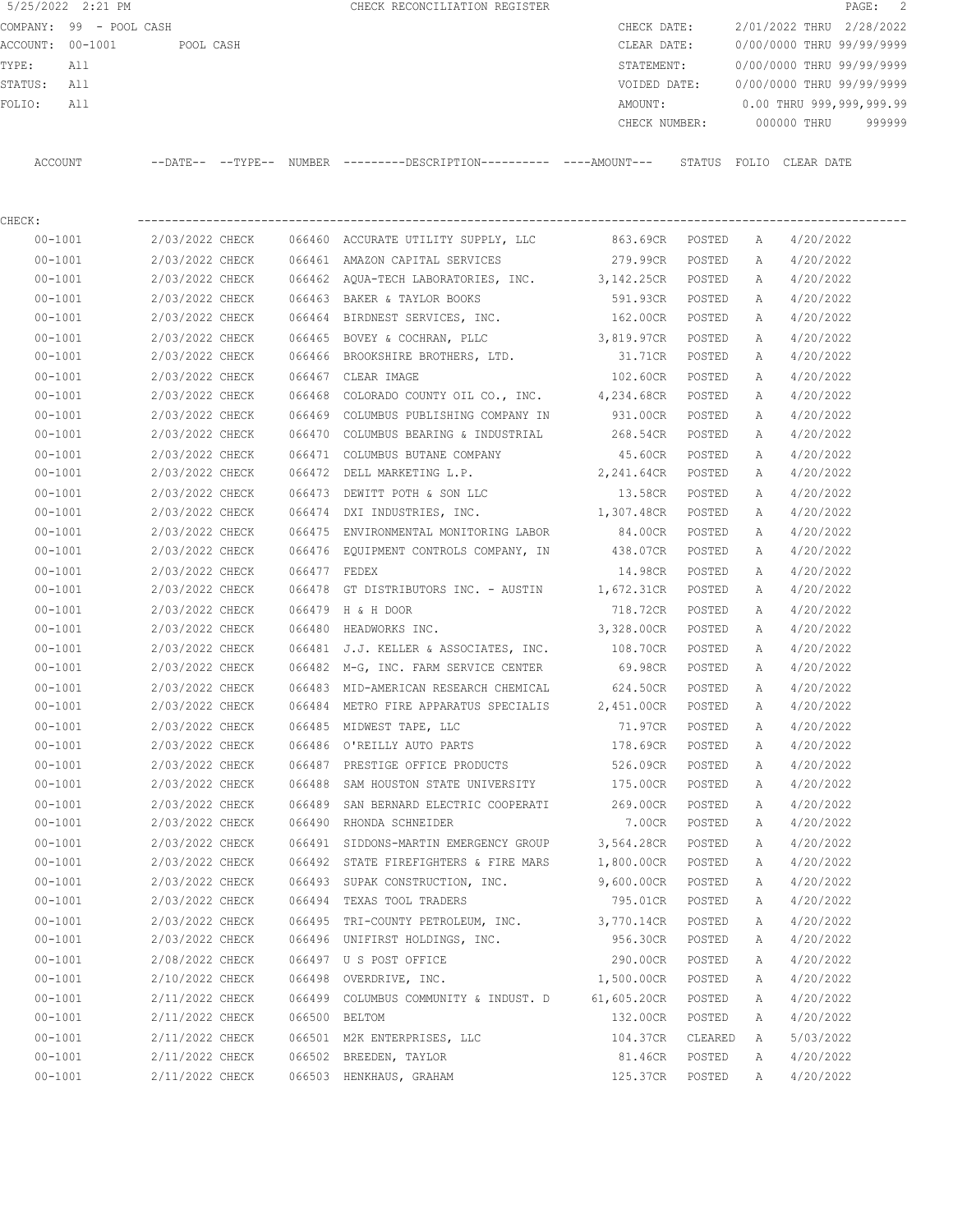5/25/2022 2:21 PM — CHECK RECONCILIATION REGISTER

COMPANY: 99 - POOL CASH
ACCOUNT: 00-1001 POOL CASH
TYPE: All
STATUS: All
FOLIO: All

CHECK DATE: 2/01/2022 THRU 2/28/2022
CLEAR DATE: 0/00/0000 THRU 99/99/9999
STATEMENT: 0/00/0000 THRU 99/99/9999
VOIDED DATE: 0/00/0000 THRU 99/99/9999
AMOUNT: 0.00 THRU 999,999,999.99
CHECK NUMBER: 000000 THRU 999999

CHECK:

| ACCOUNT | --DATE-- | --TYPE-- | NUMBER | ---------DESCRIPTION---------- | ----AMOUNT--- | STATUS | FOLIO | CLEAR DATE |
|---|---|---|---|---|---|---|---|---|
| 00-1001 | 2/03/2022 | CHECK | 066460 | ACCURATE UTILITY SUPPLY, LLC | 863.69CR | POSTED | A | 4/20/2022 |
| 00-1001 | 2/03/2022 | CHECK | 066461 | AMAZON CAPITAL SERVICES | 279.99CR | POSTED | A | 4/20/2022 |
| 00-1001 | 2/03/2022 | CHECK | 066462 | AQUA-TECH LABORATORIES, INC. | 3,142.25CR | POSTED | A | 4/20/2022 |
| 00-1001 | 2/03/2022 | CHECK | 066463 | BAKER & TAYLOR BOOKS | 591.93CR | POSTED | A | 4/20/2022 |
| 00-1001 | 2/03/2022 | CHECK | 066464 | BIRDNEST SERVICES, INC. | 162.00CR | POSTED | A | 4/20/2022 |
| 00-1001 | 2/03/2022 | CHECK | 066465 | BOVEY & COCHRAN, PLLC | 3,819.97CR | POSTED | A | 4/20/2022 |
| 00-1001 | 2/03/2022 | CHECK | 066466 | BROOKSHIRE BROTHERS, LTD. | 31.71CR | POSTED | A | 4/20/2022 |
| 00-1001 | 2/03/2022 | CHECK | 066467 | CLEAR IMAGE | 102.60CR | POSTED | A | 4/20/2022 |
| 00-1001 | 2/03/2022 | CHECK | 066468 | COLORADO COUNTY OIL CO., INC. | 4,234.68CR | POSTED | A | 4/20/2022 |
| 00-1001 | 2/03/2022 | CHECK | 066469 | COLUMBUS PUBLISHING COMPANY IN | 931.00CR | POSTED | A | 4/20/2022 |
| 00-1001 | 2/03/2022 | CHECK | 066470 | COLUMBUS BEARING & INDUSTRIAL | 268.54CR | POSTED | A | 4/20/2022 |
| 00-1001 | 2/03/2022 | CHECK | 066471 | COLUMBUS BUTANE COMPANY | 45.60CR | POSTED | A | 4/20/2022 |
| 00-1001 | 2/03/2022 | CHECK | 066472 | DELL MARKETING L.P. | 2,241.64CR | POSTED | A | 4/20/2022 |
| 00-1001 | 2/03/2022 | CHECK | 066473 | DEWITT POTH & SON LLC | 13.58CR | POSTED | A | 4/20/2022 |
| 00-1001 | 2/03/2022 | CHECK | 066474 | DXI INDUSTRIES, INC. | 1,307.48CR | POSTED | A | 4/20/2022 |
| 00-1001 | 2/03/2022 | CHECK | 066475 | ENVIRONMENTAL MONITORING LABOR | 84.00CR | POSTED | A | 4/20/2022 |
| 00-1001 | 2/03/2022 | CHECK | 066476 | EQUIPMENT CONTROLS COMPANY, IN | 438.07CR | POSTED | A | 4/20/2022 |
| 00-1001 | 2/03/2022 | CHECK | 066477 | FEDEX | 14.98CR | POSTED | A | 4/20/2022 |
| 00-1001 | 2/03/2022 | CHECK | 066478 | GT DISTRIBUTORS INC. - AUSTIN | 1,672.31CR | POSTED | A | 4/20/2022 |
| 00-1001 | 2/03/2022 | CHECK | 066479 | H & H DOOR | 718.72CR | POSTED | A | 4/20/2022 |
| 00-1001 | 2/03/2022 | CHECK | 066480 | HEADWORKS INC. | 3,328.00CR | POSTED | A | 4/20/2022 |
| 00-1001 | 2/03/2022 | CHECK | 066481 | J.J. KELLER & ASSOCIATES, INC. | 108.70CR | POSTED | A | 4/20/2022 |
| 00-1001 | 2/03/2022 | CHECK | 066482 | M-G, INC. FARM SERVICE CENTER | 69.98CR | POSTED | A | 4/20/2022 |
| 00-1001 | 2/03/2022 | CHECK | 066483 | MID-AMERICAN RESEARCH CHEMICAL | 624.50CR | POSTED | A | 4/20/2022 |
| 00-1001 | 2/03/2022 | CHECK | 066484 | METRO FIRE APPARATUS SPECIALIS | 2,451.00CR | POSTED | A | 4/20/2022 |
| 00-1001 | 2/03/2022 | CHECK | 066485 | MIDWEST TAPE, LLC | 71.97CR | POSTED | A | 4/20/2022 |
| 00-1001 | 2/03/2022 | CHECK | 066486 | O'REILLY AUTO PARTS | 178.69CR | POSTED | A | 4/20/2022 |
| 00-1001 | 2/03/2022 | CHECK | 066487 | PRESTIGE OFFICE PRODUCTS | 526.09CR | POSTED | A | 4/20/2022 |
| 00-1001 | 2/03/2022 | CHECK | 066488 | SAM HOUSTON STATE UNIVERSITY | 175.00CR | POSTED | A | 4/20/2022 |
| 00-1001 | 2/03/2022 | CHECK | 066489 | SAN BERNARD ELECTRIC COOPERATI | 269.00CR | POSTED | A | 4/20/2022 |
| 00-1001 | 2/03/2022 | CHECK | 066490 | RHONDA SCHNEIDER | 7.00CR | POSTED | A | 4/20/2022 |
| 00-1001 | 2/03/2022 | CHECK | 066491 | SIDDONS-MARTIN EMERGENCY GROUP | 3,564.28CR | POSTED | A | 4/20/2022 |
| 00-1001 | 2/03/2022 | CHECK | 066492 | STATE FIREFIGHTERS & FIRE MARS | 1,800.00CR | POSTED | A | 4/20/2022 |
| 00-1001 | 2/03/2022 | CHECK | 066493 | SUPAK CONSTRUCTION, INC. | 9,600.00CR | POSTED | A | 4/20/2022 |
| 00-1001 | 2/03/2022 | CHECK | 066494 | TEXAS TOOL TRADERS | 795.01CR | POSTED | A | 4/20/2022 |
| 00-1001 | 2/03/2022 | CHECK | 066495 | TRI-COUNTY PETROLEUM, INC. | 3,770.14CR | POSTED | A | 4/20/2022 |
| 00-1001 | 2/03/2022 | CHECK | 066496 | UNIFIRST HOLDINGS, INC. | 956.30CR | POSTED | A | 4/20/2022 |
| 00-1001 | 2/08/2022 | CHECK | 066497 | U S POST OFFICE | 290.00CR | POSTED | A | 4/20/2022 |
| 00-1001 | 2/10/2022 | CHECK | 066498 | OVERDRIVE, INC. | 1,500.00CR | POSTED | A | 4/20/2022 |
| 00-1001 | 2/11/2022 | CHECK | 066499 | COLUMBUS COMMUNITY & INDUST. D | 61,605.20CR | POSTED | A | 4/20/2022 |
| 00-1001 | 2/11/2022 | CHECK | 066500 | BELTOM | 132.00CR | POSTED | A | 4/20/2022 |
| 00-1001 | 2/11/2022 | CHECK | 066501 | M2K ENTERPRISES, LLC | 104.37CR | CLEARED | A | 5/03/2022 |
| 00-1001 | 2/11/2022 | CHECK | 066502 | BREEDEN, TAYLOR | 81.46CR | POSTED | A | 4/20/2022 |
| 00-1001 | 2/11/2022 | CHECK | 066503 | HENKHAUS, GRAHAM | 125.37CR | POSTED | A | 4/20/2022 |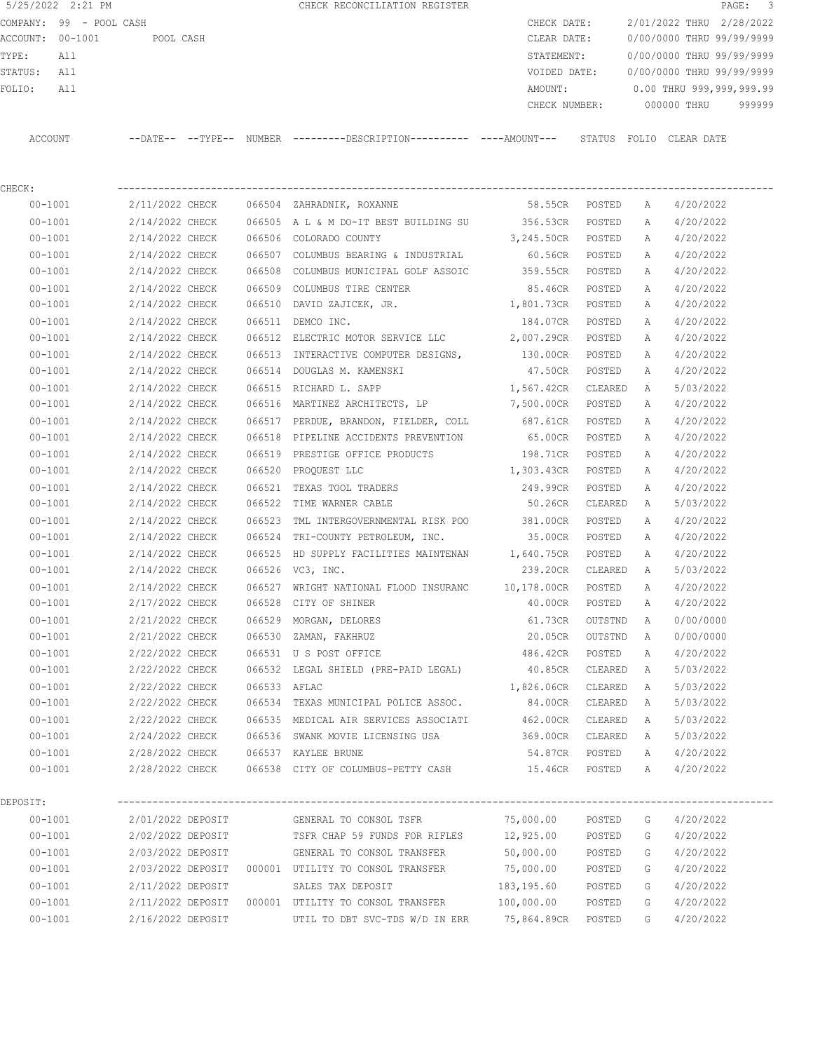5/25/2022 2:21 PM CHECK RECONCILIATION REGISTER

COMPANY: 99 - POOL CASH
ACCOUNT: 00-1001 POOL CASH
TYPE: All
STATUS: All
FOLIO: All

CHECK DATE: 2/01/2022 THRU 2/28/2022
CLEAR DATE: 0/00/0000 THRU 99/99/9999
STATEMENT: 0/00/0000 THRU 99/99/9999
VOIDED DATE: 0/00/0000 THRU 99/99/9999
AMOUNT: 0.00 THRU 999,999,999.99
CHECK NUMBER: 000000 THRU 999999

| ACCOUNT | --DATE-- | --TYPE-- | NUMBER | ---------DESCRIPTION---------- | ----AMOUNT--- | STATUS | FOLIO | CLEAR DATE |
|---|---|---|---|---|---|---|---|---|
| **CHECK:** | | | | | | | | |
| 00-1001 | 2/11/2022 | CHECK | 066504 | ZAHRADNIK, ROXANNE | 58.55CR | POSTED | A | 4/20/2022 |
| 00-1001 | 2/14/2022 | CHECK | 066505 | A L & M DO-IT BEST BUILDING SU | 356.53CR | POSTED | A | 4/20/2022 |
| 00-1001 | 2/14/2022 | CHECK | 066506 | COLORADO COUNTY | 3,245.50CR | POSTED | A | 4/20/2022 |
| 00-1001 | 2/14/2022 | CHECK | 066507 | COLUMBUS BEARING & INDUSTRIAL | 60.56CR | POSTED | A | 4/20/2022 |
| 00-1001 | 2/14/2022 | CHECK | 066508 | COLUMBUS MUNICIPAL GOLF ASSOIC | 359.55CR | POSTED | A | 4/20/2022 |
| 00-1001 | 2/14/2022 | CHECK | 066509 | COLUMBUS TIRE CENTER | 85.46CR | POSTED | A | 4/20/2022 |
| 00-1001 | 2/14/2022 | CHECK | 066510 | DAVID ZAJICEK, JR. | 1,801.73CR | POSTED | A | 4/20/2022 |
| 00-1001 | 2/14/2022 | CHECK | 066511 | DEMCO INC. | 184.07CR | POSTED | A | 4/20/2022 |
| 00-1001 | 2/14/2022 | CHECK | 066512 | ELECTRIC MOTOR SERVICE LLC | 2,007.29CR | POSTED | A | 4/20/2022 |
| 00-1001 | 2/14/2022 | CHECK | 066513 | INTERACTIVE COMPUTER DESIGNS, | 130.00CR | POSTED | A | 4/20/2022 |
| 00-1001 | 2/14/2022 | CHECK | 066514 | DOUGLAS M. KAMENSKI | 47.50CR | POSTED | A | 4/20/2022 |
| 00-1001 | 2/14/2022 | CHECK | 066515 | RICHARD L. SAPP | 1,567.42CR | CLEARED | A | 5/03/2022 |
| 00-1001 | 2/14/2022 | CHECK | 066516 | MARTINEZ ARCHITECTS, LP | 7,500.00CR | POSTED | A | 4/20/2022 |
| 00-1001 | 2/14/2022 | CHECK | 066517 | PERDUE, BRANDON, FIELDER, COLL | 687.61CR | POSTED | A | 4/20/2022 |
| 00-1001 | 2/14/2022 | CHECK | 066518 | PIPELINE ACCIDENTS PREVENTION | 65.00CR | POSTED | A | 4/20/2022 |
| 00-1001 | 2/14/2022 | CHECK | 066519 | PRESTIGE OFFICE PRODUCTS | 198.71CR | POSTED | A | 4/20/2022 |
| 00-1001 | 2/14/2022 | CHECK | 066520 | PROQUEST LLC | 1,303.43CR | POSTED | A | 4/20/2022 |
| 00-1001 | 2/14/2022 | CHECK | 066521 | TEXAS TOOL TRADERS | 249.99CR | POSTED | A | 4/20/2022 |
| 00-1001 | 2/14/2022 | CHECK | 066522 | TIME WARNER CABLE | 50.26CR | CLEARED | A | 5/03/2022 |
| 00-1001 | 2/14/2022 | CHECK | 066523 | TML INTERGOVERNMENTAL RISK POO | 381.00CR | POSTED | A | 4/20/2022 |
| 00-1001 | 2/14/2022 | CHECK | 066524 | TRI-COUNTY PETROLEUM, INC. | 35.00CR | POSTED | A | 4/20/2022 |
| 00-1001 | 2/14/2022 | CHECK | 066525 | HD SUPPLY FACILITIES MAINTENAN | 1,640.75CR | POSTED | A | 4/20/2022 |
| 00-1001 | 2/14/2022 | CHECK | 066526 | VC3, INC. | 239.20CR | CLEARED | A | 5/03/2022 |
| 00-1001 | 2/14/2022 | CHECK | 066527 | WRIGHT NATIONAL FLOOD INSURANC | 10,178.00CR | POSTED | A | 4/20/2022 |
| 00-1001 | 2/17/2022 | CHECK | 066528 | CITY OF SHINER | 40.00CR | POSTED | A | 4/20/2022 |
| 00-1001 | 2/21/2022 | CHECK | 066529 | MORGAN, DELORES | 61.73CR | OUTSTND | A | 0/00/0000 |
| 00-1001 | 2/21/2022 | CHECK | 066530 | ZAMAN, FAKHRUZ | 20.05CR | OUTSTND | A | 0/00/0000 |
| 00-1001 | 2/22/2022 | CHECK | 066531 | U S POST OFFICE | 486.42CR | POSTED | A | 4/20/2022 |
| 00-1001 | 2/22/2022 | CHECK | 066532 | LEGAL SHIELD (PRE-PAID LEGAL) | 40.85CR | CLEARED | A | 5/03/2022 |
| 00-1001 | 2/22/2022 | CHECK | 066533 | AFLAC | 1,826.06CR | CLEARED | A | 5/03/2022 |
| 00-1001 | 2/22/2022 | CHECK | 066534 | TEXAS MUNICIPAL POLICE ASSOC. | 84.00CR | CLEARED | A | 5/03/2022 |
| 00-1001 | 2/22/2022 | CHECK | 066535 | MEDICAL AIR SERVICES ASSOCIATI | 462.00CR | CLEARED | A | 5/03/2022 |
| 00-1001 | 2/24/2022 | CHECK | 066536 | SWANK MOVIE LICENSING USA | 369.00CR | CLEARED | A | 5/03/2022 |
| 00-1001 | 2/28/2022 | CHECK | 066537 | KAYLEE BRUNE | 54.87CR | POSTED | A | 4/20/2022 |
| 00-1001 | 2/28/2022 | CHECK | 066538 | CITY OF COLUMBUS-PETTY CASH | 15.46CR | POSTED | A | 4/20/2022 |
| **DEPOSIT:** | | | | | | | | |
| 00-1001 | 2/01/2022 | DEPOSIT | | GENERAL TO CONSOL TSFR | 75,000.00 | POSTED | G | 4/20/2022 |
| 00-1001 | 2/02/2022 | DEPOSIT | | TSFR CHAP 59 FUNDS FOR RIFLES | 12,925.00 | POSTED | G | 4/20/2022 |
| 00-1001 | 2/03/2022 | DEPOSIT | | GENERAL TO CONSOL TRANSFER | 50,000.00 | POSTED | G | 4/20/2022 |
| 00-1001 | 2/03/2022 | DEPOSIT | 000001 | UTILITY TO CONSOL TRANSFER | 75,000.00 | POSTED | G | 4/20/2022 |
| 00-1001 | 2/11/2022 | DEPOSIT | | SALES TAX DEPOSIT | 183,195.60 | POSTED | G | 4/20/2022 |
| 00-1001 | 2/11/2022 | DEPOSIT | 000001 | UTILITY TO CONSOL TRANSFER | 100,000.00 | POSTED | G | 4/20/2022 |
| 00-1001 | 2/16/2022 | DEPOSIT | | UTIL TO DBT SVC-TDS W/D IN ERR | 75,864.89CR | POSTED | G | 4/20/2022 |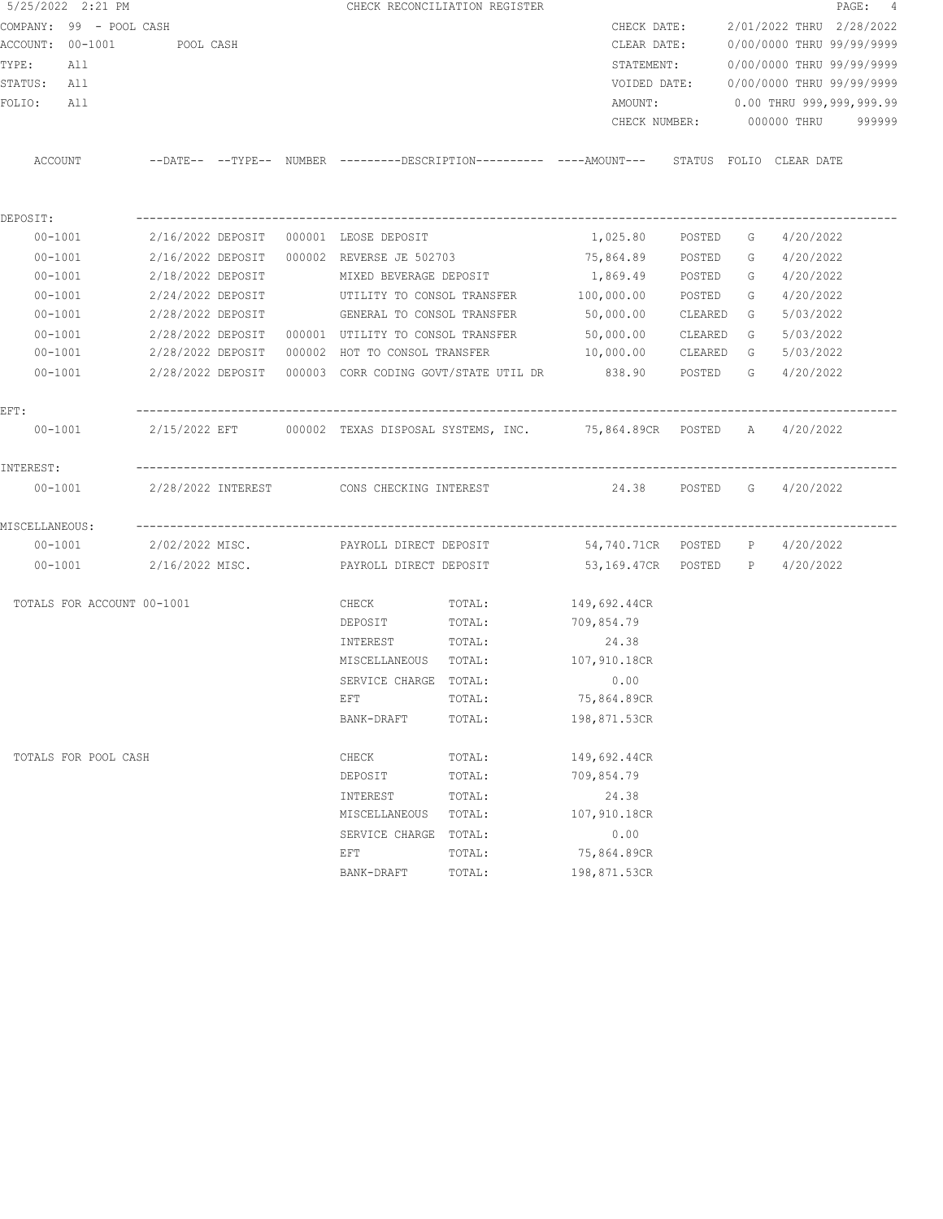5/25/2022 2:21 PM CHECK RECONCILIATION REGISTER

COMPANY: 99 - POOL CASH
ACCOUNT: 00-1001 POOL CASH
TYPE: All
STATUS: All
FOLIO: All

CHECK DATE: 2/01/2022 THRU 2/28/2022
CLEAR DATE: 0/00/0000 THRU 99/99/9999
STATEMENT: 0/00/0000 THRU 99/99/9999
VOIDED DATE: 0/00/0000 THRU 99/99/9999
AMOUNT: 0.00 THRU 999,999,999.99
CHECK NUMBER: 000000 THRU 999999

| ACCOUNT | --DATE-- | --TYPE-- | NUMBER | ---------DESCRIPTION---------- | ----AMOUNT--- | STATUS | FOLIO | CLEAR DATE |
|---|---|---|---|---|---|---|---|---|
| DEPOSIT: | | | | | | | | |
| 00-1001 | 2/16/2022 | DEPOSIT | 000001 | LEOSE DEPOSIT | 1,025.80 | POSTED | G | 4/20/2022 |
| 00-1001 | 2/16/2022 | DEPOSIT | 000002 | REVERSE JE 502703 | 75,864.89 | POSTED | G | 4/20/2022 |
| 00-1001 | 2/18/2022 | DEPOSIT | | MIXED BEVERAGE DEPOSIT | 1,869.49 | POSTED | G | 4/20/2022 |
| 00-1001 | 2/24/2022 | DEPOSIT | | UTILITY TO CONSOL TRANSFER | 100,000.00 | POSTED | G | 4/20/2022 |
| 00-1001 | 2/28/2022 | DEPOSIT | | GENERAL TO CONSOL TRANSFER | 50,000.00 | CLEARED | G | 5/03/2022 |
| 00-1001 | 2/28/2022 | DEPOSIT | 000001 | UTILITY TO CONSOL TRANSFER | 50,000.00 | CLEARED | G | 5/03/2022 |
| 00-1001 | 2/28/2022 | DEPOSIT | 000002 | HOT TO CONSOL TRANSFER | 10,000.00 | CLEARED | G | 5/03/2022 |
| 00-1001 | 2/28/2022 | DEPOSIT | 000003 | CORR CODING GOVT/STATE UTIL DR | 838.90 | POSTED | G | 4/20/2022 |
| EFT: | | | | | | | | |
| 00-1001 | 2/15/2022 | EFT | 000002 | TEXAS DISPOSAL SYSTEMS, INC. | 75,864.89CR | POSTED | A | 4/20/2022 |
| INTEREST: | | | | | | | | |
| 00-1001 | 2/28/2022 | INTEREST | | CONS CHECKING INTEREST | 24.38 | POSTED | G | 4/20/2022 |
| MISCELLANEOUS: | | | | | | | | |
| 00-1001 | 2/02/2022 | MISC. | | PAYROLL DIRECT DEPOSIT | 54,740.71CR | POSTED | P | 4/20/2022 |
| 00-1001 | 2/16/2022 | MISC. | | PAYROLL DIRECT DEPOSIT | 53,169.47CR | POSTED | P | 4/20/2022 |

| | | | |
|---|---|---|---|
| TOTALS FOR ACCOUNT 00-1001 | CHECK | TOTAL: | 149,692.44CR |
| | DEPOSIT | TOTAL: | 709,854.79 |
| | INTEREST | TOTAL: | 24.38 |
| | MISCELLANEOUS | TOTAL: | 107,910.18CR |
| | SERVICE CHARGE | TOTAL: | 0.00 |
| | EFT | TOTAL: | 75,864.89CR |
| | BANK-DRAFT | TOTAL: | 198,871.53CR |
| TOTALS FOR POOL CASH | CHECK | TOTAL: | 149,692.44CR |
| | DEPOSIT | TOTAL: | 709,854.79 |
| | INTEREST | TOTAL: | 24.38 |
| | MISCELLANEOUS | TOTAL: | 107,910.18CR |
| | SERVICE CHARGE | TOTAL: | 0.00 |
| | EFT | TOTAL: | 75,864.89CR |
| | BANK-DRAFT | TOTAL: | 198,871.53CR |